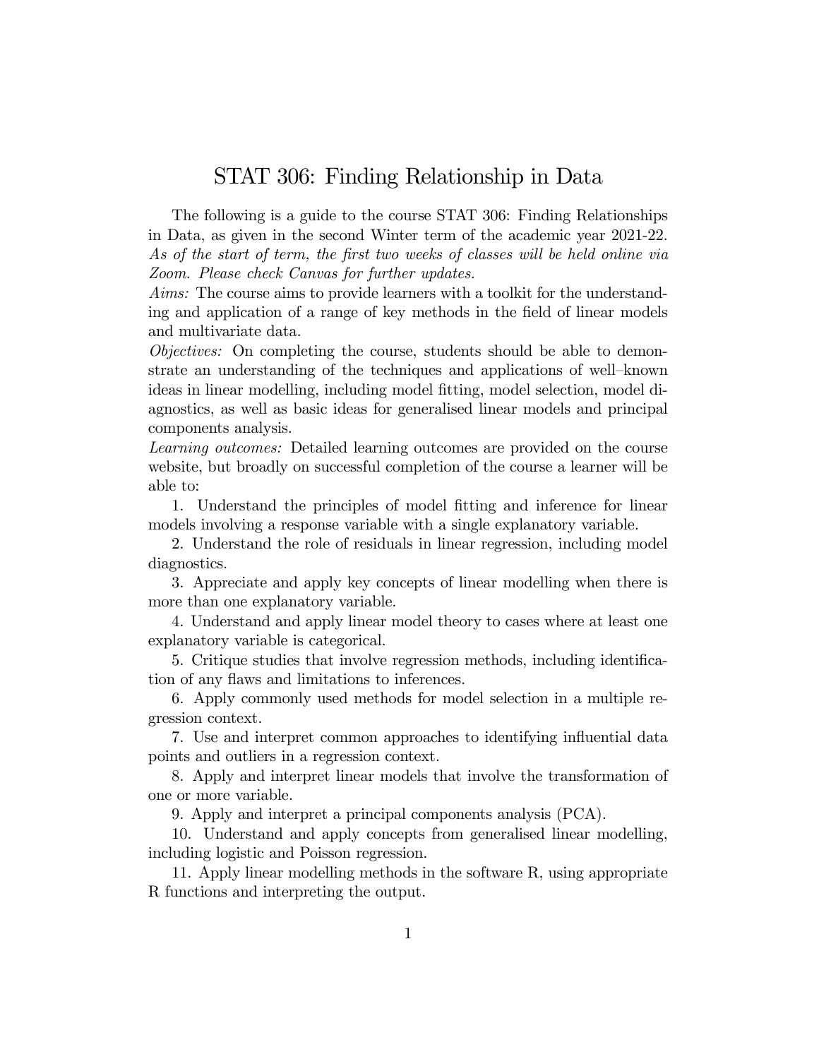# STAT 306: Finding Relationship in Data

The following is a guide to the course STAT 306: Finding Relationships in Data, as given in the second Winter term of the academic year 2021-22. *As of the start of term, the first two weeks of classes will be held online via Zoom. Please check Canvas for further updates.*

*Aims:* The course aims to provide learners with a toolkit for the understanding and application of a range of key methods in the field of linear models and multivariate data.

*Objectives:* On completing the course, students should be able to demonstrate an understanding of the techniques and applications of well–known ideas in linear modelling, including model fitting, model selection, model diagnostics, as well as basic ideas for generalised linear models and principal components analysis.

*Learning outcomes:* Detailed learning outcomes are provided on the course website, but broadly on successful completion of the course a learner will be able to:

1. Understand the principles of model fitting and inference for linear models involving a response variable with a single explanatory variable.
2. Understand the role of residuals in linear regression, including model diagnostics.
3. Appreciate and apply key concepts of linear modelling when there is more than one explanatory variable.
4. Understand and apply linear model theory to cases where at least one explanatory variable is categorical.
5. Critique studies that involve regression methods, including identification of any flaws and limitations to inferences.
6. Apply commonly used methods for model selection in a multiple regression context.
7. Use and interpret common approaches to identifying influential data points and outliers in a regression context.
8. Apply and interpret linear models that involve the transformation of one or more variable.
9. Apply and interpret a principal components analysis (PCA).
10. Understand and apply concepts from generalised linear modelling, including logistic and Poisson regression.
11. Apply linear modelling methods in the software R, using appropriate R functions and interpreting the output.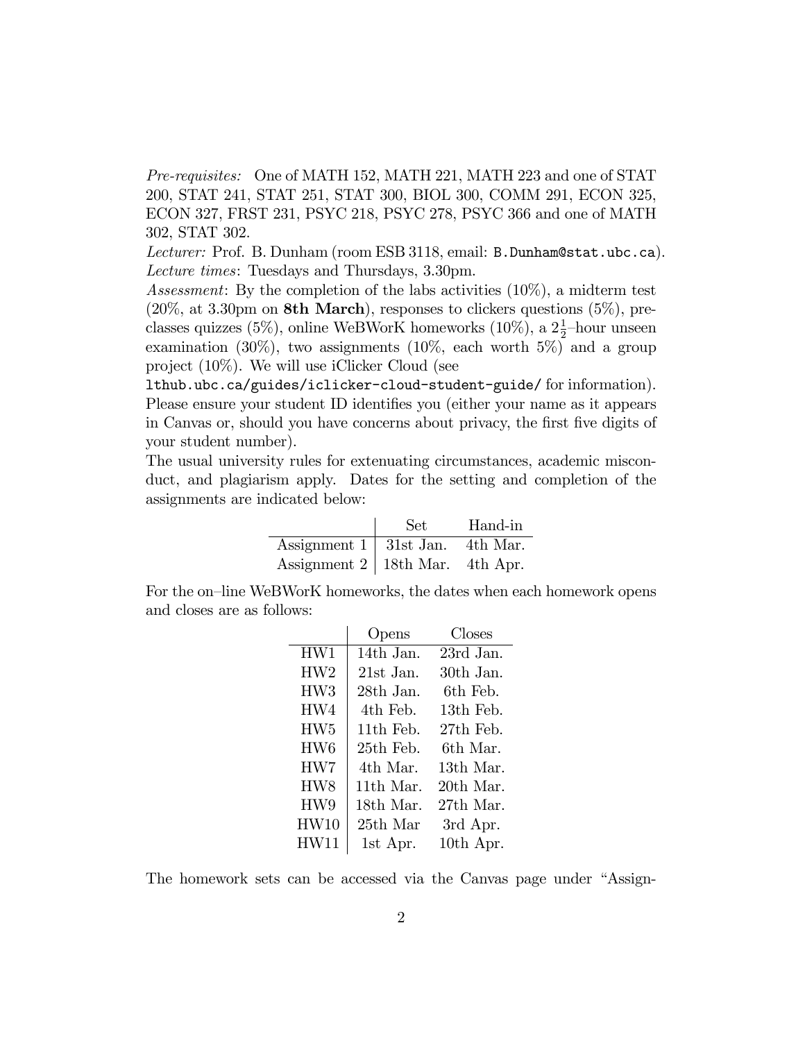*Pre-requisites:* One of MATH 152, MATH 221, MATH 223 and one of STAT 200, STAT 241, STAT 251, STAT 300, BIOL 300, COMM 291, ECON 325, ECON 327, FRST 231, PSYC 218, PSYC 278, PSYC 366 and one of MATH 302, STAT 302.

*Lecturer:* Prof. B. Dunham (room ESB 3118, email: `B.Dunham@stat.ubc.ca`).

*Lecture times*: Tuesdays and Thursdays, 3.30pm.

*Assessment*: By the completion of the labs activities (10%), a midterm test (20%, at 3.30pm on **8th March**), responses to clickers questions (5%), pre-classes quizzes (5%), online WeBWorK homeworks (10%), a $2\frac{1}{2}$–hour unseen examination (30%), two assignments (10%, each worth 5%) and a group project (10%). We will use iClicker Cloud (see `lthub.ubc.ca/guides/iclicker-cloud-student-guide/` for information). Please ensure your student ID identifies you (either your name as it appears in Canvas or, should you have concerns about privacy, the first five digits of your student number).

The usual university rules for extenuating circumstances, academic misconduct, and plagiarism apply. Dates for the setting and completion of the assignments are indicated below:

| | Set | Hand-in |
|---|---|---|
| Assignment 1 | 31st Jan. | 4th Mar. |
| Assignment 2 | 18th Mar. | 4th Apr. |

For the on–line WeBWorK homeworks, the dates when each homework opens and closes are as follows:

| | Opens | Closes |
|---|---|---|
| HW1 | 14th Jan. | 23rd Jan. |
| HW2 | 21st Jan. | 30th Jan. |
| HW3 | 28th Jan. | 6th Feb. |
| HW4 | 4th Feb. | 13th Feb. |
| HW5 | 11th Feb. | 27th Feb. |
| HW6 | 25th Feb. | 6th Mar. |
| HW7 | 4th Mar. | 13th Mar. |
| HW8 | 11th Mar. | 20th Mar. |
| HW9 | 18th Mar. | 27th Mar. |
| HW10 | 25th Mar | 3rd Apr. |
| HW11 | 1st Apr. | 10th Apr. |

The homework sets can be accessed via the Canvas page under "Assign-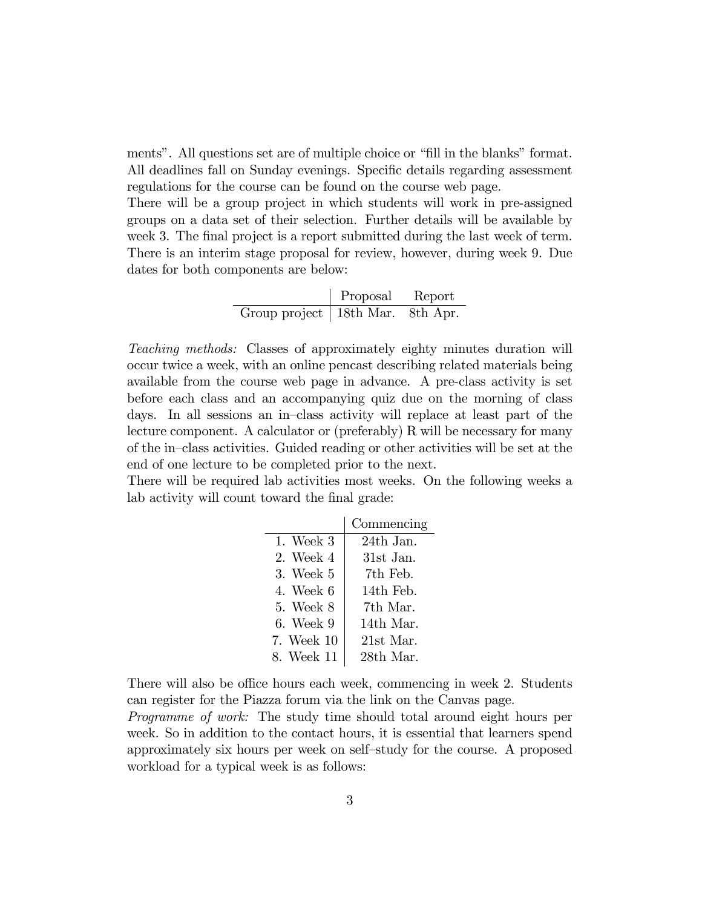ments". All questions set are of multiple choice or "fill in the blanks" format. All deadlines fall on Sunday evenings. Specific details regarding assessment regulations for the course can be found on the course web page.
There will be a group project in which students will work in pre-assigned groups on a data set of their selection. Further details will be available by week 3. The final project is a report submitted during the last week of term. There is an interim stage proposal for review, however, during week 9. Due dates for both components are below:

| | Proposal | Report |
|---|---|---|
| Group project | 18th Mar. | 8th Apr. |

*Teaching methods:* Classes of approximately eighty minutes duration will occur twice a week, with an online pencast describing related materials being available from the course web page in advance. A pre-class activity is set before each class and an accompanying quiz due on the morning of class days. In all sessions an in–class activity will replace at least part of the lecture component. A calculator or (preferably) R will be necessary for many of the in–class activities. Guided reading or other activities will be set at the end of one lecture to be completed prior to the next.
There will be required lab activities most weeks. On the following weeks a lab activity will count toward the final grade:

| | Commencing |
|---|---|
| 1. Week 3 | 24th Jan. |
| 2. Week 4 | 31st Jan. |
| 3. Week 5 | 7th Feb. |
| 4. Week 6 | 14th Feb. |
| 5. Week 8 | 7th Mar. |
| 6. Week 9 | 14th Mar. |
| 7. Week 10 | 21st Mar. |
| 8. Week 11 | 28th Mar. |

There will also be office hours each week, commencing in week 2. Students can register for the Piazza forum via the link on the Canvas page.
*Programme of work:* The study time should total around eight hours per week. So in addition to the contact hours, it is essential that learners spend approximately six hours per week on self–study for the course. A proposed workload for a typical week is as follows: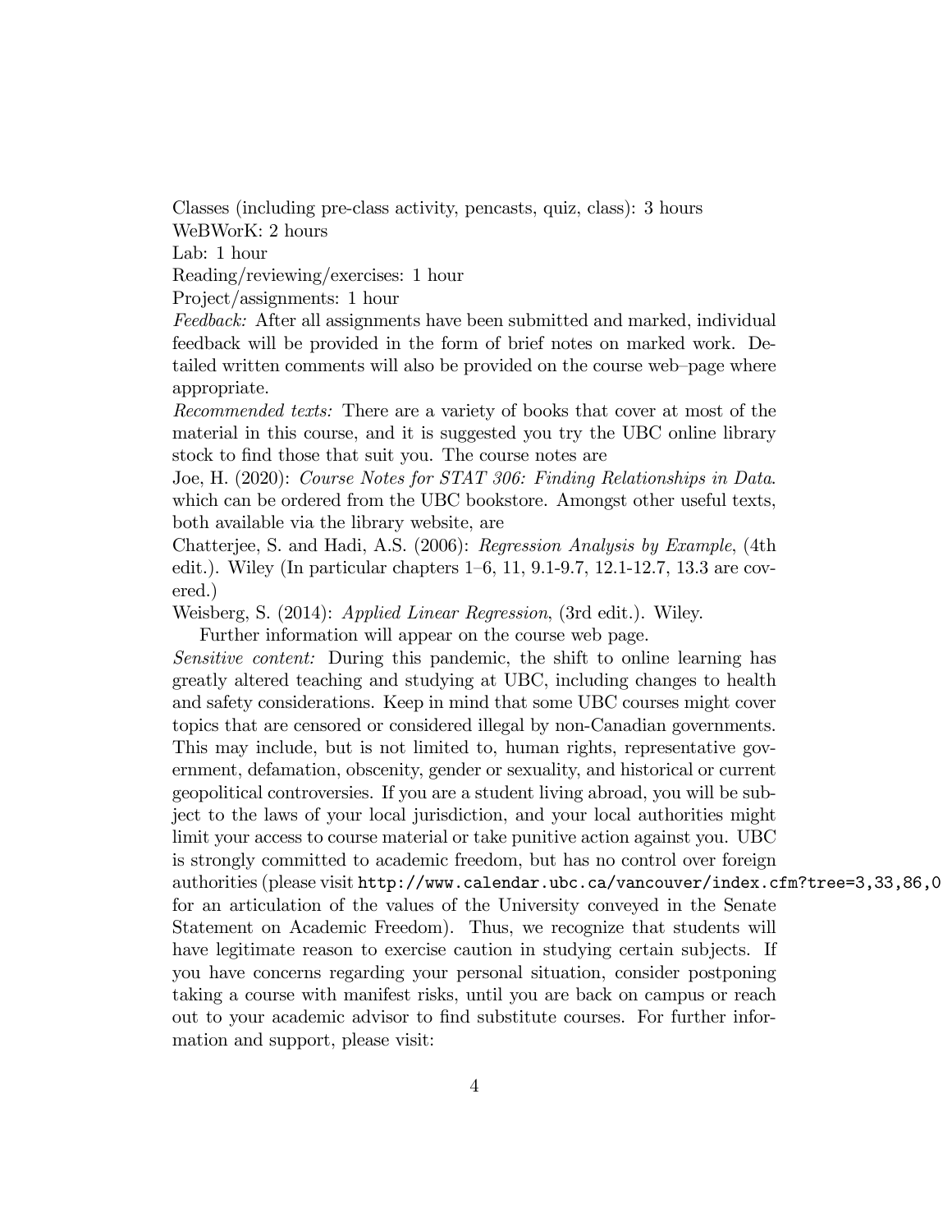Classes (including pre-class activity, pencasts, quiz, class): 3 hours
WeBWorK: 2 hours
Lab: 1 hour
Reading/reviewing/exercises: 1 hour
Project/assignments: 1 hour

*Feedback:* After all assignments have been submitted and marked, individual feedback will be provided in the form of brief notes on marked work. Detailed written comments will also be provided on the course web–page where appropriate.

*Recommended texts:* There are a variety of books that cover at most of the material in this course, and it is suggested you try the UBC online library stock to find those that suit you. The course notes are

Joe, H. (2020): *Course Notes for STAT 306: Finding Relationships in Data*. which can be ordered from the UBC bookstore. Amongst other useful texts, both available via the library website, are

Chatterjee, S. and Hadi, A.S. (2006): *Regression Analysis by Example*, (4th edit.). Wiley (In particular chapters 1–6, 11, 9.1-9.7, 12.1-12.7, 13.3 are covered.)

Weisberg, S. (2014): *Applied Linear Regression*, (3rd edit.). Wiley.

Further information will appear on the course web page.

*Sensitive content:* During this pandemic, the shift to online learning has greatly altered teaching and studying at UBC, including changes to health and safety considerations. Keep in mind that some UBC courses might cover topics that are censored or considered illegal by non-Canadian governments. This may include, but is not limited to, human rights, representative government, defamation, obscenity, gender or sexuality, and historical or current geopolitical controversies. If you are a student living abroad, you will be subject to the laws of your local jurisdiction, and your local authorities might limit your access to course material or take punitive action against you. UBC is strongly committed to academic freedom, but has no control over foreign authorities (please visit `http://www.calendar.ubc.ca/vancouver/index.cfm?tree=3,33,86,0` for an articulation of the values of the University conveyed in the Senate Statement on Academic Freedom). Thus, we recognize that students will have legitimate reason to exercise caution in studying certain subjects. If you have concerns regarding your personal situation, consider postponing taking a course with manifest risks, until you are back on campus or reach out to your academic advisor to find substitute courses. For further information and support, please visit: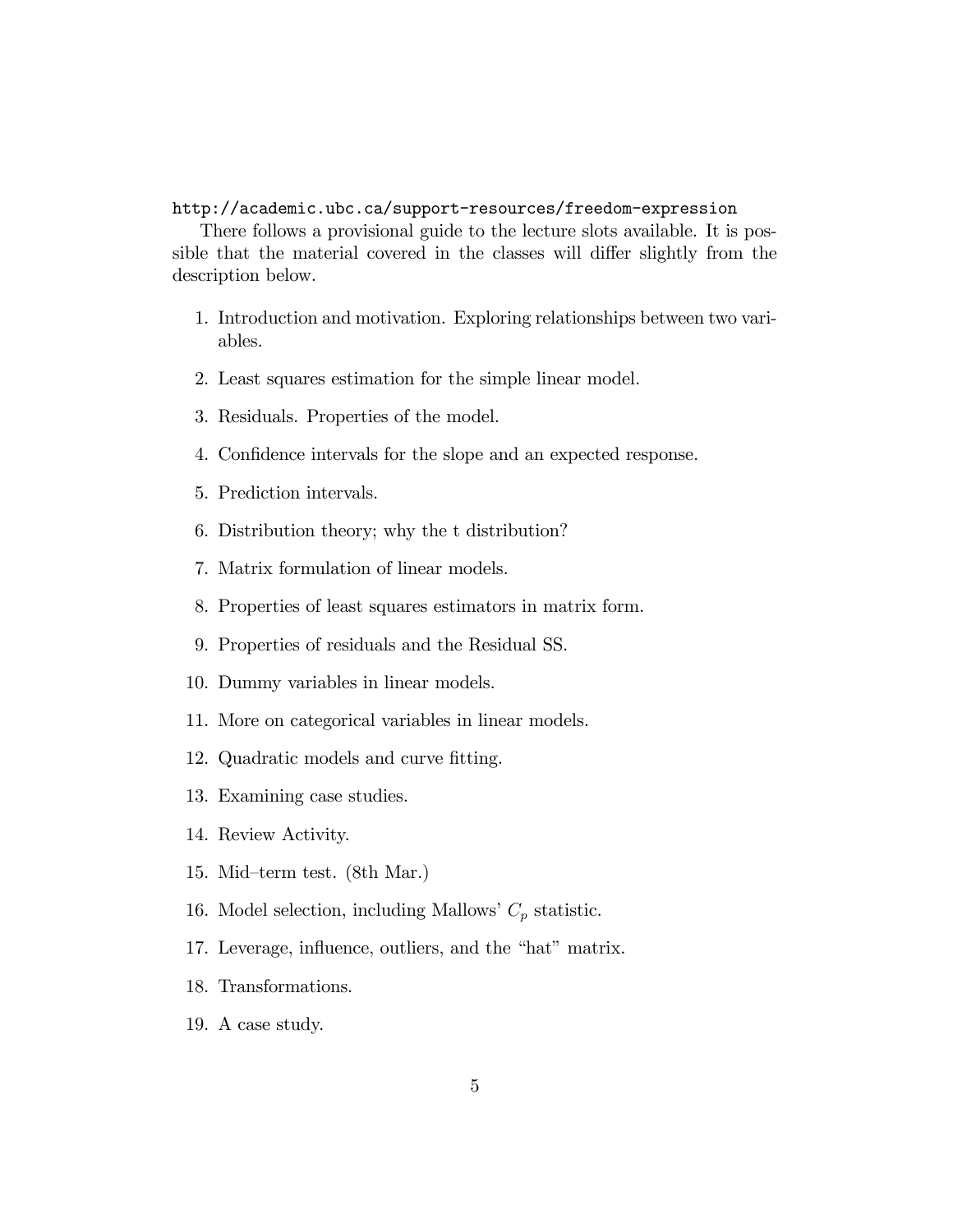```
http://academic.ubc.ca/support-resources/freedom-expression
```

There follows a provisional guide to the lecture slots available. It is possible that the material covered in the classes will differ slightly from the description below.

1. Introduction and motivation. Exploring relationships between two variables.
2. Least squares estimation for the simple linear model.
3. Residuals. Properties of the model.
4. Confidence intervals for the slope and an expected response.
5. Prediction intervals.
6. Distribution theory; why the t distribution?
7. Matrix formulation of linear models.
8. Properties of least squares estimators in matrix form.
9. Properties of residuals and the Residual SS.
10. Dummy variables in linear models.
11. More on categorical variables in linear models.
12. Quadratic models and curve fitting.
13. Examining case studies.
14. Review Activity.
15. Mid–term test. (8th Mar.)
16. Model selection, including Mallows' $C_p$ statistic.
17. Leverage, influence, outliers, and the "hat" matrix.
18. Transformations.
19. A case study.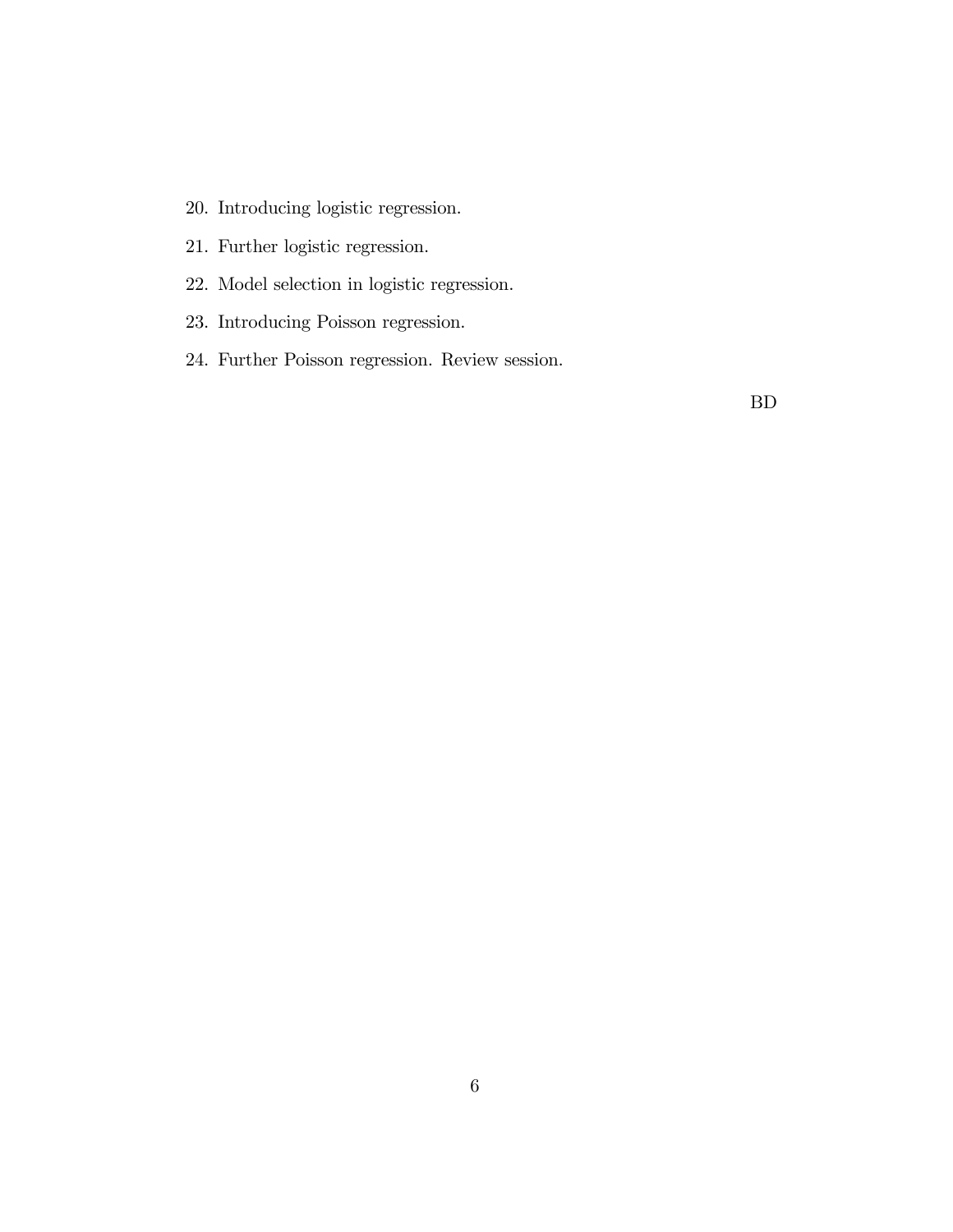20. Introducing logistic regression.
21. Further logistic regression.
22. Model selection in logistic regression.
23. Introducing Poisson regression.
24. Further Poisson regression. Review session.

BD